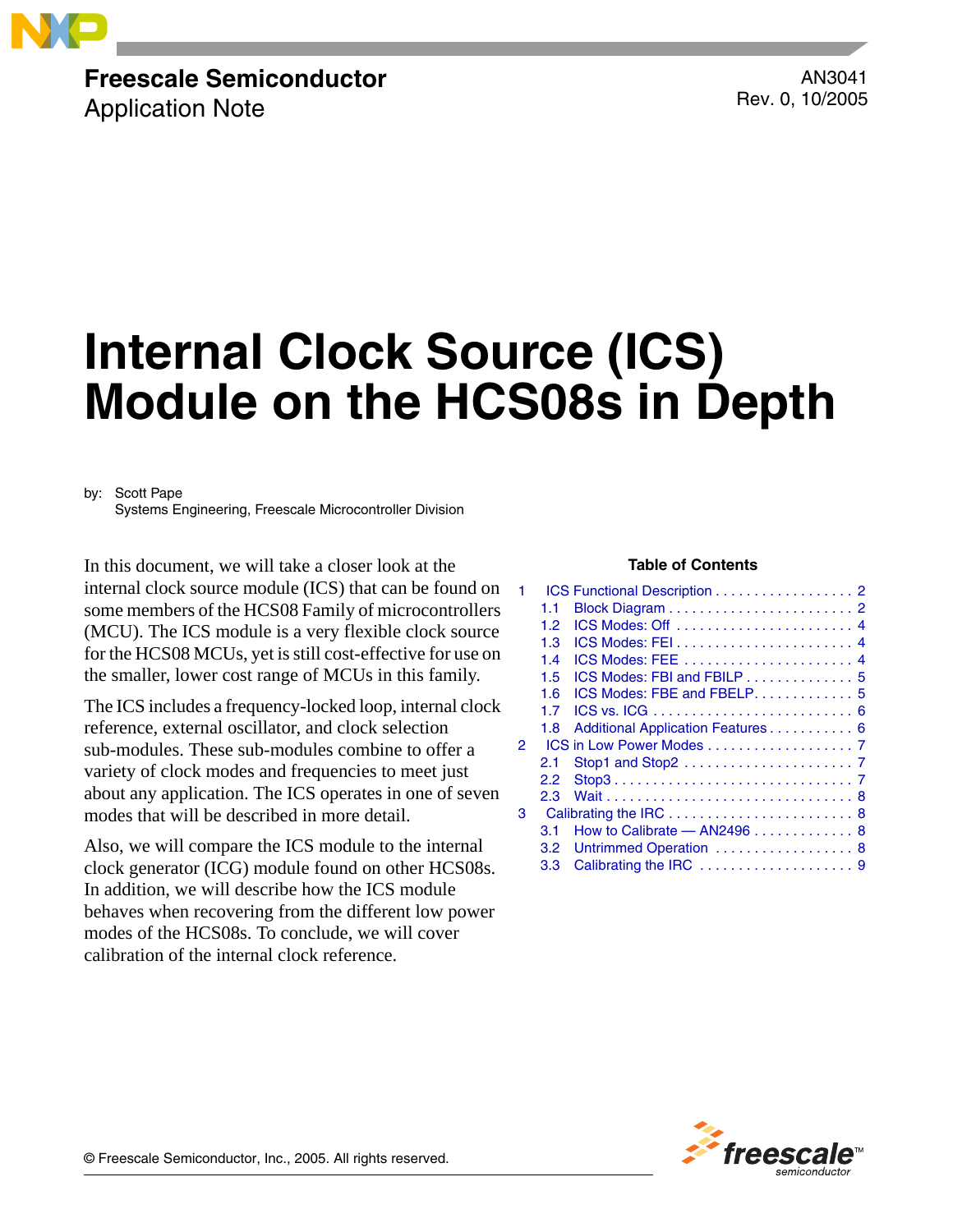**Freescale Semiconductor**
Application Note

AN3041
Rev. 0, 10/2005

# Internal Clock Source (ICS) Module on the HCS08s in Depth

by: Scott Pape
Systems Engineering, Freescale Microcontroller Division

In this document, we will take a closer look at the internal clock source module (ICS) that can be found on some members of the HCS08 Family of microcontrollers (MCU). The ICS module is a very flexible clock source for the HCS08 MCUs, yet is still cost-effective for use on the smaller, lower cost range of MCUs in this family.

The ICS includes a frequency-locked loop, internal clock reference, external oscillator, and clock selection sub-modules. These sub-modules combine to offer a variety of clock modes and frequencies to meet just about any application. The ICS operates in one of seven modes that will be described in more detail.

Also, we will compare the ICS module to the internal clock generator (ICG) module found on other HCS08s. In addition, we will describe how the ICS module behaves when recovering from the different low power modes of the HCS08s. To conclude, we will cover calibration of the internal clock reference.

**Table of Contents**

| | | |
|---|---|---|
| 1 | ICS Functional Description | 2 |
| 1.1 | Block Diagram | 2 |
| 1.2 | ICS Modes: Off | 4 |
| 1.3 | ICS Modes: FEI | 4 |
| 1.4 | ICS Modes: FEE | 4 |
| 1.5 | ICS Modes: FBI and FBILP | 5 |
| 1.6 | ICS Modes: FBE and FBELP | 5 |
| 1.7 | ICS vs. ICG | 6 |
| 1.8 | Additional Application Features | 6 |
| 2 | ICS in Low Power Modes | 7 |
| 2.1 | Stop1 and Stop2 | 7 |
| 2.2 | Stop3 | 7 |
| 2.3 | Wait | 8 |
| 3 | Calibrating the IRC | 8 |
| 3.1 | How to Calibrate — AN2496 | 8 |
| 3.2 | Untrimmed Operation | 8 |
| 3.3 | Calibrating the IRC | 9 |

© Freescale Semiconductor, Inc., 2005. All rights reserved.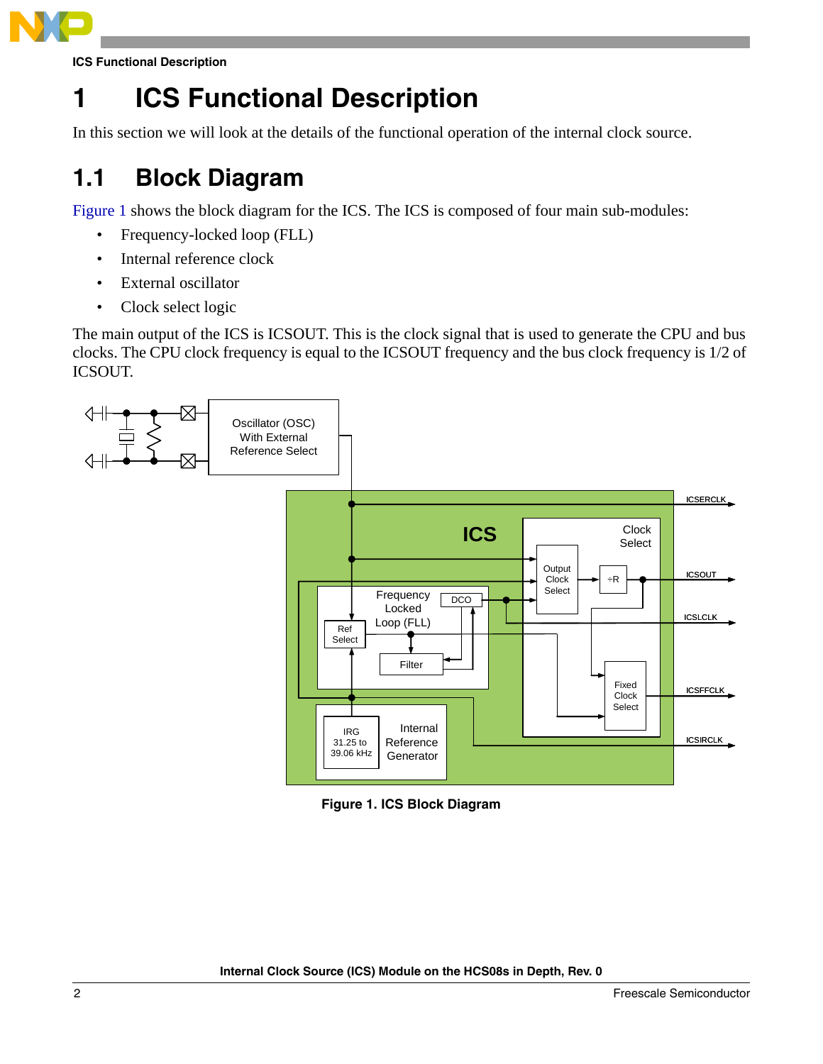# 1 ICS Functional Description

In this section we will look at the details of the functional operation of the internal clock source.

## 1.1 Block Diagram

Figure 1 shows the block diagram for the ICS. The ICS is composed of four main sub-modules:

- Frequency-locked loop (FLL)
- Internal reference clock
- External oscillator
- Clock select logic

The main output of the ICS is ICSOUT. This is the clock signal that is used to generate the CPU and bus clocks. The CPU clock frequency is equal to the ICSOUT frequency and the bus clock frequency is 1/2 of ICSOUT.

**Figure 1. ICS Block Diagram**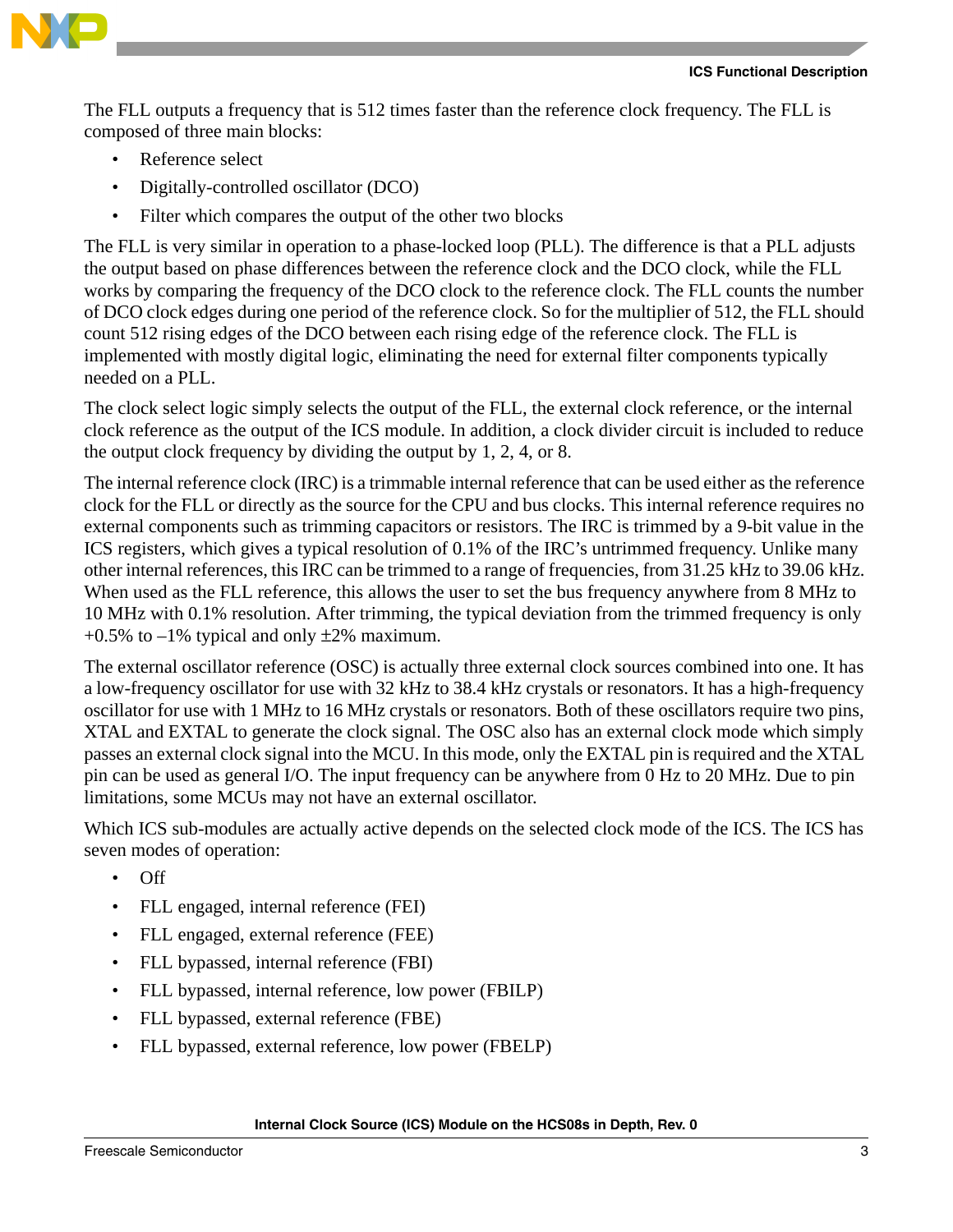The FLL outputs a frequency that is 512 times faster than the reference clock frequency. The FLL is composed of three main blocks:

- Reference select
- Digitally-controlled oscillator (DCO)
- Filter which compares the output of the other two blocks

The FLL is very similar in operation to a phase-locked loop (PLL). The difference is that a PLL adjusts the output based on phase differences between the reference clock and the DCO clock, while the FLL works by comparing the frequency of the DCO clock to the reference clock. The FLL counts the number of DCO clock edges during one period of the reference clock. So for the multiplier of 512, the FLL should count 512 rising edges of the DCO between each rising edge of the reference clock. The FLL is implemented with mostly digital logic, eliminating the need for external filter components typically needed on a PLL.

The clock select logic simply selects the output of the FLL, the external clock reference, or the internal clock reference as the output of the ICS module. In addition, a clock divider circuit is included to reduce the output clock frequency by dividing the output by 1, 2, 4, or 8.

The internal reference clock (IRC) is a trimmable internal reference that can be used either as the reference clock for the FLL or directly as the source for the CPU and bus clocks. This internal reference requires no external components such as trimming capacitors or resistors. The IRC is trimmed by a 9-bit value in the ICS registers, which gives a typical resolution of 0.1% of the IRC's untrimmed frequency. Unlike many other internal references, this IRC can be trimmed to a range of frequencies, from 31.25 kHz to 39.06 kHz. When used as the FLL reference, this allows the user to set the bus frequency anywhere from 8 MHz to 10 MHz with 0.1% resolution. After trimming, the typical deviation from the trimmed frequency is only +0.5% to –1% typical and only ±2% maximum.

The external oscillator reference (OSC) is actually three external clock sources combined into one. It has a low-frequency oscillator for use with 32 kHz to 38.4 kHz crystals or resonators. It has a high-frequency oscillator for use with 1 MHz to 16 MHz crystals or resonators. Both of these oscillators require two pins, XTAL and EXTAL to generate the clock signal. The OSC also has an external clock mode which simply passes an external clock signal into the MCU. In this mode, only the EXTAL pin is required and the XTAL pin can be used as general I/O. The input frequency can be anywhere from 0 Hz to 20 MHz. Due to pin limitations, some MCUs may not have an external oscillator.

Which ICS sub-modules are actually active depends on the selected clock mode of the ICS. The ICS has seven modes of operation:

- Off
- FLL engaged, internal reference (FEI)
- FLL engaged, external reference (FEE)
- FLL bypassed, internal reference (FBI)
- FLL bypassed, internal reference, low power (FBILP)
- FLL bypassed, external reference (FBE)
- FLL bypassed, external reference, low power (FBELP)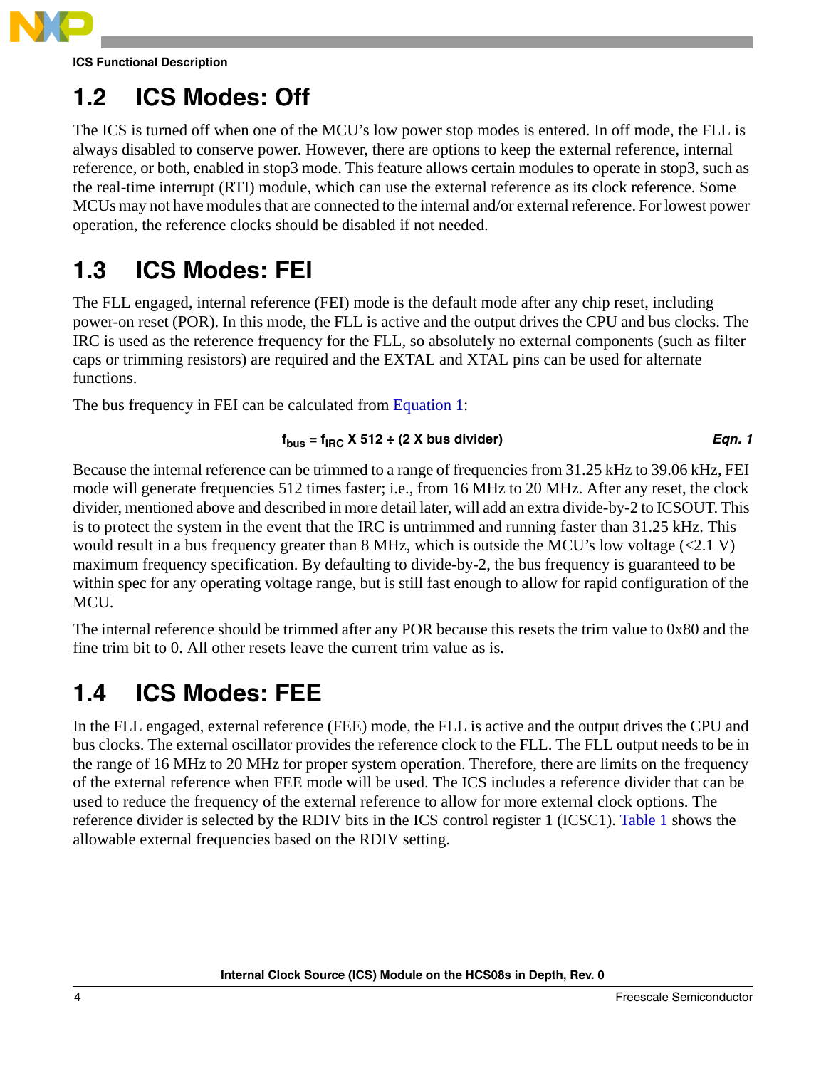## 1.2 ICS Modes: Off

The ICS is turned off when one of the MCU's low power stop modes is entered. In off mode, the FLL is always disabled to conserve power. However, there are options to keep the external reference, internal reference, or both, enabled in stop3 mode. This feature allows certain modules to operate in stop3, such as the real-time interrupt (RTI) module, which can use the external reference as its clock reference. Some MCUs may not have modules that are connected to the internal and/or external reference. For lowest power operation, the reference clocks should be disabled if not needed.

## 1.3 ICS Modes: FEI

The FLL engaged, internal reference (FEI) mode is the default mode after any chip reset, including power-on reset (POR). In this mode, the FLL is active and the output drives the CPU and bus clocks. The IRC is used as the reference frequency for the FLL, so absolutely no external components (such as filter caps or trimming resistors) are required and the EXTAL and XTAL pins can be used for alternate functions.

The bus frequency in FEI can be calculated from Equation 1:

$$f_{bus} = f_{IRC} \times 512 \div (2 \times \text{bus divider}) \qquad \textit{Eqn. 1}$$

Because the internal reference can be trimmed to a range of frequencies from 31.25 kHz to 39.06 kHz, FEI mode will generate frequencies 512 times faster; i.e., from 16 MHz to 20 MHz. After any reset, the clock divider, mentioned above and described in more detail later, will add an extra divide-by-2 to ICSOUT. This is to protect the system in the event that the IRC is untrimmed and running faster than 31.25 kHz. This would result in a bus frequency greater than 8 MHz, which is outside the MCU's low voltage (<2.1 V) maximum frequency specification. By defaulting to divide-by-2, the bus frequency is guaranteed to be within spec for any operating voltage range, but is still fast enough to allow for rapid configuration of the MCU.

The internal reference should be trimmed after any POR because this resets the trim value to 0x80 and the fine trim bit to 0. All other resets leave the current trim value as is.

## 1.4 ICS Modes: FEE

In the FLL engaged, external reference (FEE) mode, the FLL is active and the output drives the CPU and bus clocks. The external oscillator provides the reference clock to the FLL. The FLL output needs to be in the range of 16 MHz to 20 MHz for proper system operation. Therefore, there are limits on the frequency of the external reference when FEE mode will be used. The ICS includes a reference divider that can be used to reduce the frequency of the external reference to allow for more external clock options. The reference divider is selected by the RDIV bits in the ICS control register 1 (ICSC1). Table 1 shows the allowable external frequencies based on the RDIV setting.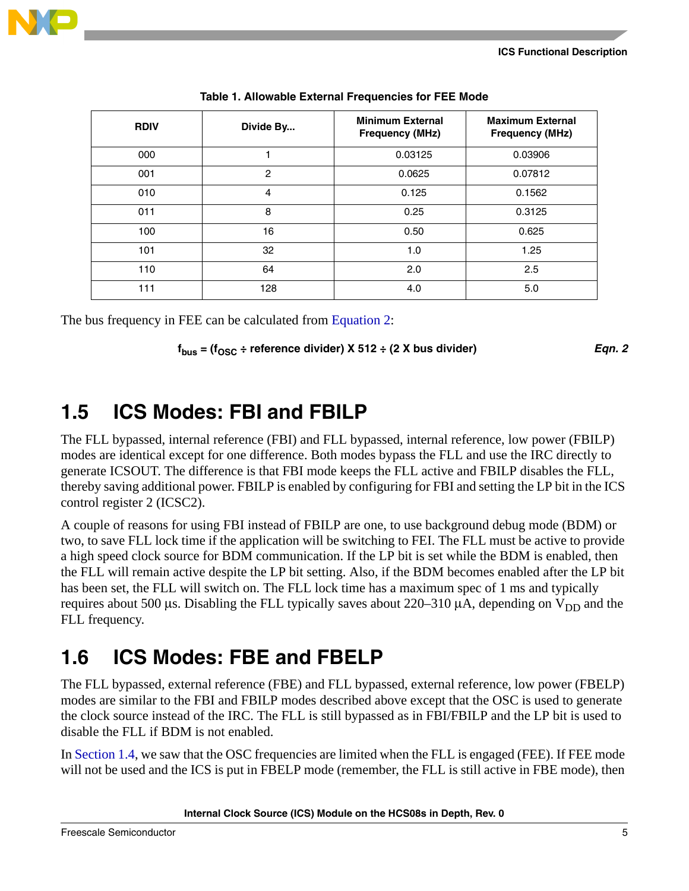**Table 1. Allowable External Frequencies for FEE Mode**

| RDIV | Divide By... | Minimum External Frequency (MHz) | Maximum External Frequency (MHz) |
|---|---|---|---|
| 000 | 1 | 0.03125 | 0.03906 |
| 001 | 2 | 0.0625 | 0.07812 |
| 010 | 4 | 0.125 | 0.1562 |
| 011 | 8 | 0.25 | 0.3125 |
| 100 | 16 | 0.50 | 0.625 |
| 101 | 32 | 1.0 | 1.25 |
| 110 | 64 | 2.0 | 2.5 |
| 111 | 128 | 4.0 | 5.0 |

The bus frequency in FEE can be calculated from Equation 2:

$$f_{bus} = (f_{OSC} \div \text{reference divider}) \times 512 \div (2 \times \text{bus divider}) \quad \textit{Eqn. 2}$$

## 1.5 ICS Modes: FBI and FBILP

The FLL bypassed, internal reference (FBI) and FLL bypassed, internal reference, low power (FBILP) modes are identical except for one difference. Both modes bypass the FLL and use the IRC directly to generate ICSOUT. The difference is that FBI mode keeps the FLL active and FBILP disables the FLL, thereby saving additional power. FBILP is enabled by configuring for FBI and setting the LP bit in the ICS control register 2 (ICSC2).

A couple of reasons for using FBI instead of FBILP are one, to use background debug mode (BDM) or two, to save FLL lock time if the application will be switching to FEI. The FLL must be active to provide a high speed clock source for BDM communication. If the LP bit is set while the BDM is enabled, then the FLL will remain active despite the LP bit setting. Also, if the BDM becomes enabled after the LP bit has been set, the FLL will switch on. The FLL lock time has a maximum spec of 1 ms and typically requires about 500 µs. Disabling the FLL typically saves about 220–310 µA, depending on $V_{DD}$ and the FLL frequency.

## 1.6 ICS Modes: FBE and FBELP

The FLL bypassed, external reference (FBE) and FLL bypassed, external reference, low power (FBELP) modes are similar to the FBI and FBILP modes described above except that the OSC is used to generate the clock source instead of the IRC. The FLL is still bypassed as in FBI/FBILP and the LP bit is used to disable the FLL if BDM is not enabled.

In Section 1.4, we saw that the OSC frequencies are limited when the FLL is engaged (FEE). If FEE mode will not be used and the ICS is put in FBELP mode (remember, the FLL is still active in FBE mode), then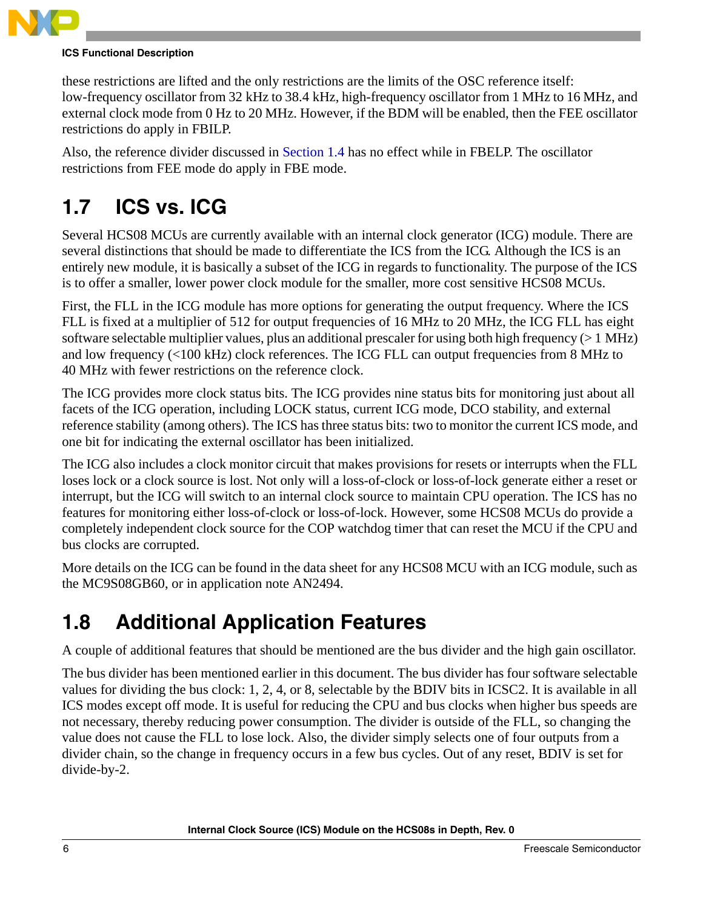these restrictions are lifted and the only restrictions are the limits of the OSC reference itself: low-frequency oscillator from 32 kHz to 38.4 kHz, high-frequency oscillator from 1 MHz to 16 MHz, and external clock mode from 0 Hz to 20 MHz. However, if the BDM will be enabled, then the FEE oscillator restrictions do apply in FBILP.

Also, the reference divider discussed in Section 1.4 has no effect while in FBELP. The oscillator restrictions from FEE mode do apply in FBE mode.

## 1.7 ICS vs. ICG

Several HCS08 MCUs are currently available with an internal clock generator (ICG) module. There are several distinctions that should be made to differentiate the ICS from the ICG. Although the ICS is an entirely new module, it is basically a subset of the ICG in regards to functionality. The purpose of the ICS is to offer a smaller, lower power clock module for the smaller, more cost sensitive HCS08 MCUs.

First, the FLL in the ICG module has more options for generating the output frequency. Where the ICS FLL is fixed at a multiplier of 512 for output frequencies of 16 MHz to 20 MHz, the ICG FLL has eight software selectable multiplier values, plus an additional prescaler for using both high frequency (> 1 MHz) and low frequency (<100 kHz) clock references. The ICG FLL can output frequencies from 8 MHz to 40 MHz with fewer restrictions on the reference clock.

The ICG provides more clock status bits. The ICG provides nine status bits for monitoring just about all facets of the ICG operation, including LOCK status, current ICG mode, DCO stability, and external reference stability (among others). The ICS has three status bits: two to monitor the current ICS mode, and one bit for indicating the external oscillator has been initialized.

The ICG also includes a clock monitor circuit that makes provisions for resets or interrupts when the FLL loses lock or a clock source is lost. Not only will a loss-of-clock or loss-of-lock generate either a reset or interrupt, but the ICG will switch to an internal clock source to maintain CPU operation. The ICS has no features for monitoring either loss-of-clock or loss-of-lock. However, some HCS08 MCUs do provide a completely independent clock source for the COP watchdog timer that can reset the MCU if the CPU and bus clocks are corrupted.

More details on the ICG can be found in the data sheet for any HCS08 MCU with an ICG module, such as the MC9S08GB60, or in application note AN2494.

## 1.8 Additional Application Features

A couple of additional features that should be mentioned are the bus divider and the high gain oscillator.

The bus divider has been mentioned earlier in this document. The bus divider has four software selectable values for dividing the bus clock: 1, 2, 4, or 8, selectable by the BDIV bits in ICSC2. It is available in all ICS modes except off mode. It is useful for reducing the CPU and bus clocks when higher bus speeds are not necessary, thereby reducing power consumption. The divider is outside of the FLL, so changing the value does not cause the FLL to lose lock. Also, the divider simply selects one of four outputs from a divider chain, so the change in frequency occurs in a few bus cycles. Out of any reset, BDIV is set for divide-by-2.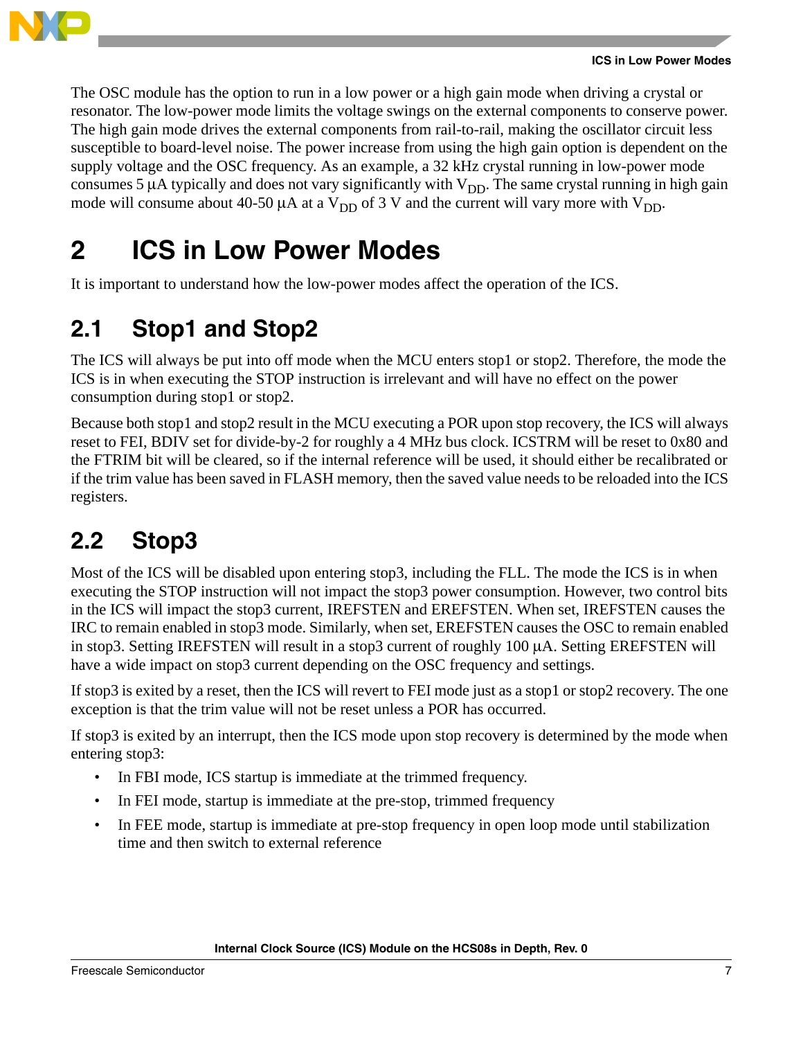The OSC module has the option to run in a low power or a high gain mode when driving a crystal or resonator. The low-power mode limits the voltage swings on the external components to conserve power. The high gain mode drives the external components from rail-to-rail, making the oscillator circuit less susceptible to board-level noise. The power increase from using the high gain option is dependent on the supply voltage and the OSC frequency. As an example, a 32 kHz crystal running in low-power mode consumes 5 µA typically and does not vary significantly with $V_{DD}$. The same crystal running in high gain mode will consume about 40-50 µA at a $V_{DD}$ of 3 V and the current will vary more with $V_{DD}$.

# 2 ICS in Low Power Modes

It is important to understand how the low-power modes affect the operation of the ICS.

## 2.1 Stop1 and Stop2

The ICS will always be put into off mode when the MCU enters stop1 or stop2. Therefore, the mode the ICS is in when executing the STOP instruction is irrelevant and will have no effect on the power consumption during stop1 or stop2.

Because both stop1 and stop2 result in the MCU executing a POR upon stop recovery, the ICS will always reset to FEI, BDIV set for divide-by-2 for roughly a 4 MHz bus clock. ICSTRM will be reset to 0x80 and the FTRIM bit will be cleared, so if the internal reference will be used, it should either be recalibrated or if the trim value has been saved in FLASH memory, then the saved value needs to be reloaded into the ICS registers.

## 2.2 Stop3

Most of the ICS will be disabled upon entering stop3, including the FLL. The mode the ICS is in when executing the STOP instruction will not impact the stop3 power consumption. However, two control bits in the ICS will impact the stop3 current, IREFSTEN and EREFSTEN. When set, IREFSTEN causes the IRC to remain enabled in stop3 mode. Similarly, when set, EREFSTEN causes the OSC to remain enabled in stop3. Setting IREFSTEN will result in a stop3 current of roughly 100 µA. Setting EREFSTEN will have a wide impact on stop3 current depending on the OSC frequency and settings.

If stop3 is exited by a reset, then the ICS will revert to FEI mode just as a stop1 or stop2 recovery. The one exception is that the trim value will not be reset unless a POR has occurred.

If stop3 is exited by an interrupt, then the ICS mode upon stop recovery is determined by the mode when entering stop3:

- In FBI mode, ICS startup is immediate at the trimmed frequency.
- In FEI mode, startup is immediate at the pre-stop, trimmed frequency
- In FEE mode, startup is immediate at pre-stop frequency in open loop mode until stabilization time and then switch to external reference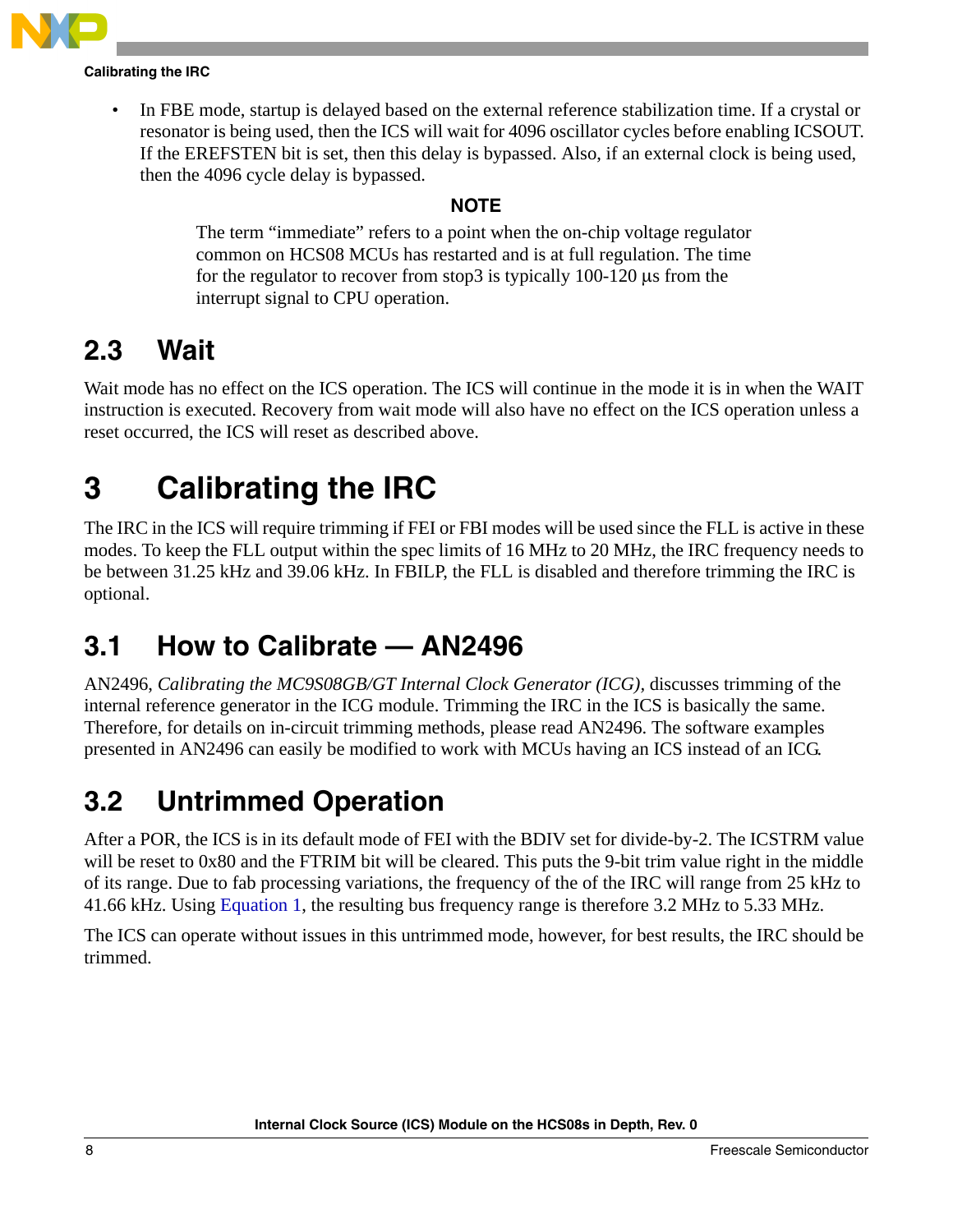- In FBE mode, startup is delayed based on the external reference stabilization time. If a crystal or resonator is being used, then the ICS will wait for 4096 oscillator cycles before enabling ICSOUT. If the EREFSTEN bit is set, then this delay is bypassed. Also, if an external clock is being used, then the 4096 cycle delay is bypassed.

**NOTE**

The term "immediate" refers to a point when the on-chip voltage regulator common on HCS08 MCUs has restarted and is at full regulation. The time for the regulator to recover from stop3 is typically 100-120 µs from the interrupt signal to CPU operation.

## 2.3 Wait

Wait mode has no effect on the ICS operation. The ICS will continue in the mode it is in when the WAIT instruction is executed. Recovery from wait mode will also have no effect on the ICS operation unless a reset occurred, the ICS will reset as described above.

# 3 Calibrating the IRC

The IRC in the ICS will require trimming if FEI or FBI modes will be used since the FLL is active in these modes. To keep the FLL output within the spec limits of 16 MHz to 20 MHz, the IRC frequency needs to be between 31.25 kHz and 39.06 kHz. In FBILP, the FLL is disabled and therefore trimming the IRC is optional.

## 3.1 How to Calibrate — AN2496

AN2496, *Calibrating the MC9S08GB/GT Internal Clock Generator (ICG)*, discusses trimming of the internal reference generator in the ICG module. Trimming the IRC in the ICS is basically the same. Therefore, for details on in-circuit trimming methods, please read AN2496. The software examples presented in AN2496 can easily be modified to work with MCUs having an ICS instead of an ICG.

## 3.2 Untrimmed Operation

After a POR, the ICS is in its default mode of FEI with the BDIV set for divide-by-2. The ICSTRM value will be reset to 0x80 and the FTRIM bit will be cleared. This puts the 9-bit trim value right in the middle of its range. Due to fab processing variations, the frequency of the of the IRC will range from 25 kHz to 41.66 kHz. Using Equation 1, the resulting bus frequency range is therefore 3.2 MHz to 5.33 MHz.

The ICS can operate without issues in this untrimmed mode, however, for best results, the IRC should be trimmed.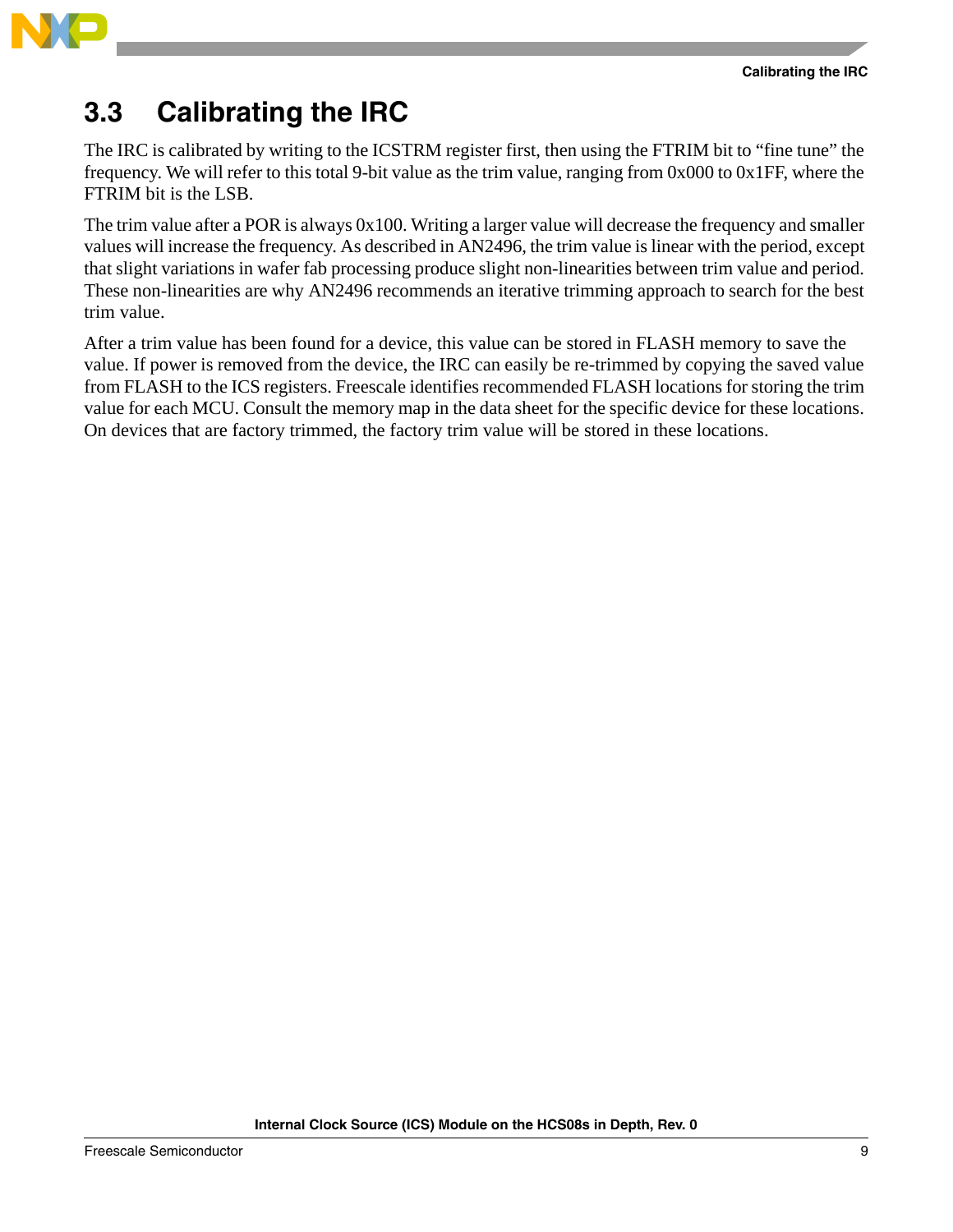## 3.3 Calibrating the IRC

The IRC is calibrated by writing to the ICSTRM register first, then using the FTRIM bit to “fine tune” the frequency. We will refer to this total 9-bit value as the trim value, ranging from 0x000 to 0x1FF, where the FTRIM bit is the LSB.

The trim value after a POR is always 0x100. Writing a larger value will decrease the frequency and smaller values will increase the frequency. As described in AN2496, the trim value is linear with the period, except that slight variations in wafer fab processing produce slight non-linearities between trim value and period. These non-linearities are why AN2496 recommends an iterative trimming approach to search for the best trim value.

After a trim value has been found for a device, this value can be stored in FLASH memory to save the value. If power is removed from the device, the IRC can easily be re-trimmed by copying the saved value from FLASH to the ICS registers. Freescale identifies recommended FLASH locations for storing the trim value for each MCU. Consult the memory map in the data sheet for the specific device for these locations. On devices that are factory trimmed, the factory trim value will be stored in these locations.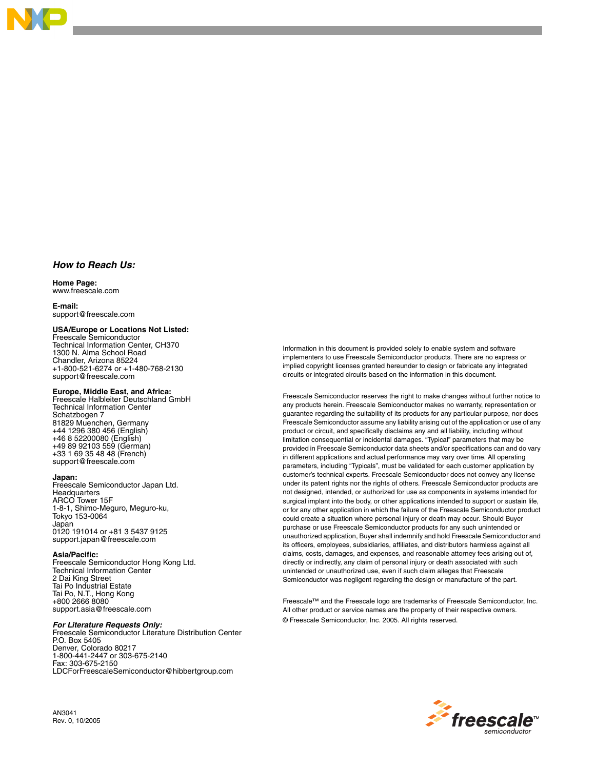## *How to Reach Us:*

**Home Page:**
www.freescale.com

**E-mail:**
support@freescale.com

**USA/Europe or Locations Not Listed:**
Freescale Semiconductor
Technical Information Center, CH370
1300 N. Alma School Road
Chandler, Arizona 85224
+1-800-521-6274 or +1-480-768-2130
support@freescale.com

**Europe, Middle East, and Africa:**
Freescale Halbleiter Deutschland GmbH
Technical Information Center
Schatzbogen 7
81829 Muenchen, Germany
+44 1296 380 456 (English)
+46 8 52200080 (English)
+49 89 92103 559 (German)
+33 1 69 35 48 48 (French)
support@freescale.com

**Japan:**
Freescale Semiconductor Japan Ltd.
Headquarters
ARCO Tower 15F
1-8-1, Shimo-Meguro, Meguro-ku,
Tokyo 153-0064
Japan
0120 191014 or +81 3 5437 9125
support.japan@freescale.com

**Asia/Pacific:**
Freescale Semiconductor Hong Kong Ltd.
Technical Information Center
2 Dai King Street
Tai Po Industrial Estate
Tai Po, N.T., Hong Kong
+800 2666 8080
support.asia@freescale.com

***For Literature Requests Only:***
Freescale Semiconductor Literature Distribution Center
P.O. Box 5405
Denver, Colorado 80217
1-800-441-2447 or 303-675-2140
Fax: 303-675-2150
LDCForFreescaleSemiconductor@hibbertgroup.com

Information in this document is provided solely to enable system and software implementers to use Freescale Semiconductor products. There are no express or implied copyright licenses granted hereunder to design or fabricate any integrated circuits or integrated circuits based on the information in this document.

Freescale Semiconductor reserves the right to make changes without further notice to any products herein. Freescale Semiconductor makes no warranty, representation or guarantee regarding the suitability of its products for any particular purpose, nor does Freescale Semiconductor assume any liability arising out of the application or use of any product or circuit, and specifically disclaims any and all liability, including without limitation consequential or incidental damages. "Typical" parameters that may be provided in Freescale Semiconductor data sheets and/or specifications can and do vary in different applications and actual performance may vary over time. All operating parameters, including "Typicals", must be validated for each customer application by customer's technical experts. Freescale Semiconductor does not convey any license under its patent rights nor the rights of others. Freescale Semiconductor products are not designed, intended, or authorized for use as components in systems intended for surgical implant into the body, or other applications intended to support or sustain life, or for any other application in which the failure of the Freescale Semiconductor product could create a situation where personal injury or death may occur. Should Buyer purchase or use Freescale Semiconductor products for any such unintended or unauthorized application, Buyer shall indemnify and hold Freescale Semiconductor and its officers, employees, subsidiaries, affiliates, and distributors harmless against all claims, costs, damages, and expenses, and reasonable attorney fees arising out of, directly or indirectly, any claim of personal injury or death associated with such unintended or unauthorized use, even if such claim alleges that Freescale Semiconductor was negligent regarding the design or manufacture of the part.

Freescale™ and the Freescale logo are trademarks of Freescale Semiconductor, Inc. All other product or service names are the property of their respective owners.
© Freescale Semiconductor, Inc. 2005. All rights reserved.

AN3041
Rev. 0, 10/2005